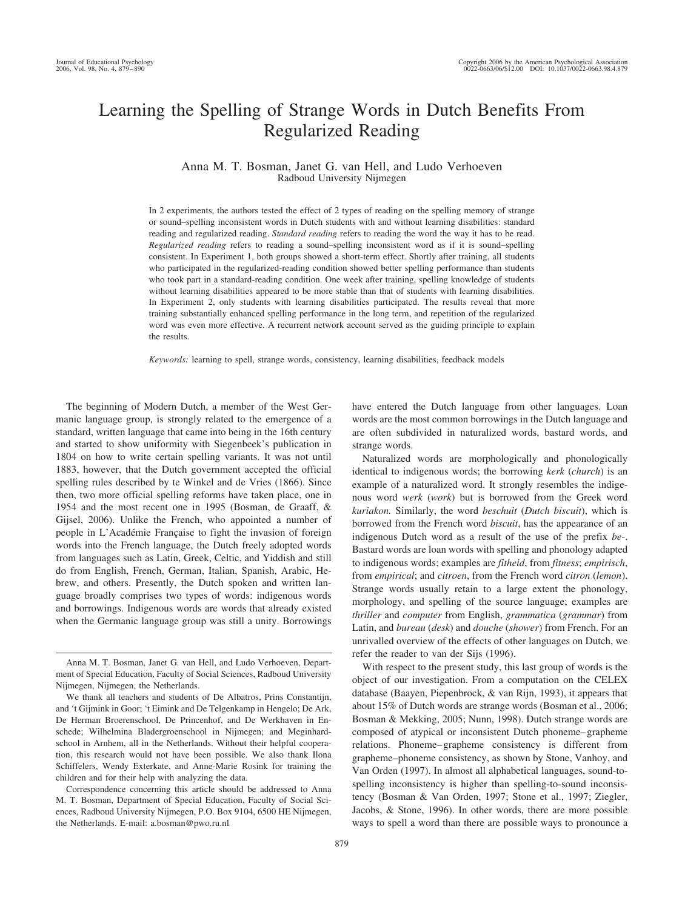# Learning the Spelling of Strange Words in Dutch Benefits From Regularized Reading

Anna M. T. Bosman, Janet G. van Hell, and Ludo Verhoeven
Radboud University Nijmegen

In 2 experiments, the authors tested the effect of 2 types of reading on the spelling memory of strange or sound–spelling inconsistent words in Dutch students with and without learning disabilities: standard reading and regularized reading. *Standard reading* refers to reading the word the way it has to be read. *Regularized reading* refers to reading a sound–spelling inconsistent word as if it is sound–spelling consistent. In Experiment 1, both groups showed a short-term effect. Shortly after training, all students who participated in the regularized-reading condition showed better spelling performance than students who took part in a standard-reading condition. One week after training, spelling knowledge of students without learning disabilities appeared to be more stable than that of students with learning disabilities. In Experiment 2, only students with learning disabilities participated. The results reveal that more training substantially enhanced spelling performance in the long term, and repetition of the regularized word was even more effective. A recurrent network account served as the guiding principle to explain the results.

*Keywords:* learning to spell, strange words, consistency, learning disabilities, feedback models

The beginning of Modern Dutch, a member of the West Germanic language group, is strongly related to the emergence of a standard, written language that came into being in the 16th century and started to show uniformity with Siegenbeek's publication in 1804 on how to write certain spelling variants. It was not until 1883, however, that the Dutch government accepted the official spelling rules described by te Winkel and de Vries (1866). Since then, two more official spelling reforms have taken place, one in 1954 and the most recent one in 1995 (Bosman, de Graaff, & Gijsel, 2006). Unlike the French, who appointed a number of people in L'Académie Française to fight the invasion of foreign words into the French language, the Dutch freely adopted words from languages such as Latin, Greek, Celtic, and Yiddish and still do from English, French, German, Italian, Spanish, Arabic, Hebrew, and others. Presently, the Dutch spoken and written language broadly comprises two types of words: indigenous words and borrowings. Indigenous words are words that already existed when the Germanic language group was still a unity. Borrowings have entered the Dutch language from other languages. Loan words are the most common borrowings in the Dutch language and are often subdivided in naturalized words, bastard words, and strange words.

Naturalized words are morphologically and phonologically identical to indigenous words; the borrowing *kerk* (*church*) is an example of a naturalized word. It strongly resembles the indigenous word *werk* (*work*) but is borrowed from the Greek word *kuriakon.* Similarly, the word *beschuit* (*Dutch biscuit*), which is borrowed from the French word *biscuit*, has the appearance of an indigenous Dutch word as a result of the use of the prefix *be-*. Bastard words are loan words with spelling and phonology adapted to indigenous words; examples are *fitheid*, from *fitness*; *empirisch*, from *empirical*; and *citroen*, from the French word *citron* (*lemon*). Strange words usually retain to a large extent the phonology, morphology, and spelling of the source language; examples are *thriller* and *computer* from English, *grammatica* (*grammar*) from Latin, and *bureau* (*desk*) and *douche* (*shower*) from French. For an unrivalled overview of the effects of other languages on Dutch, we refer the reader to van der Sijs (1996).

With respect to the present study, this last group of words is the object of our investigation. From a computation on the CELEX database (Baayen, Piepenbrock, & van Rijn, 1993), it appears that about 15% of Dutch words are strange words (Bosman et al., 2006; Bosman & Mekking, 2005; Nunn, 1998). Dutch strange words are composed of atypical or inconsistent Dutch phoneme–grapheme relations. Phoneme–grapheme consistency is different from grapheme–phoneme consistency, as shown by Stone, Vanhoy, and Van Orden (1997). In almost all alphabetical languages, sound-to-spelling inconsistency is higher than spelling-to-sound inconsistency (Bosman & Van Orden, 1997; Stone et al., 1997; Ziegler, Jacobs, & Stone, 1996). In other words, there are more possible ways to spell a word than there are possible ways to pronounce a

---

Anna M. T. Bosman, Janet G. van Hell, and Ludo Verhoeven, Department of Special Education, Faculty of Social Sciences, Radboud University Nijmegen, Nijmegen, the Netherlands.

We thank all teachers and students of De Albatros, Prins Constantijn, and 't Gijmink in Goor; 't Eimink and De Telgenkamp in Hengelo; De Ark, De Herman Broerenschool, De Princenhof, and De Werkhaven in Enschede; Wilhelmina Bladergroenschool in Nijmegen; and Meginhardschool in Arnhem, all in the Netherlands. Without their helpful cooperation, this research would not have been possible. We also thank Ilona Schiffelers, Wendy Exterkate, and Anne-Marie Rosink for training the children and for their help with analyzing the data.

Correspondence concerning this article should be addressed to Anna M. T. Bosman, Department of Special Education, Faculty of Social Sciences, Radboud University Nijmegen, P.O. Box 9104, 6500 HE Nijmegen, the Netherlands. E-mail: a.bosman@pwo.ru.nl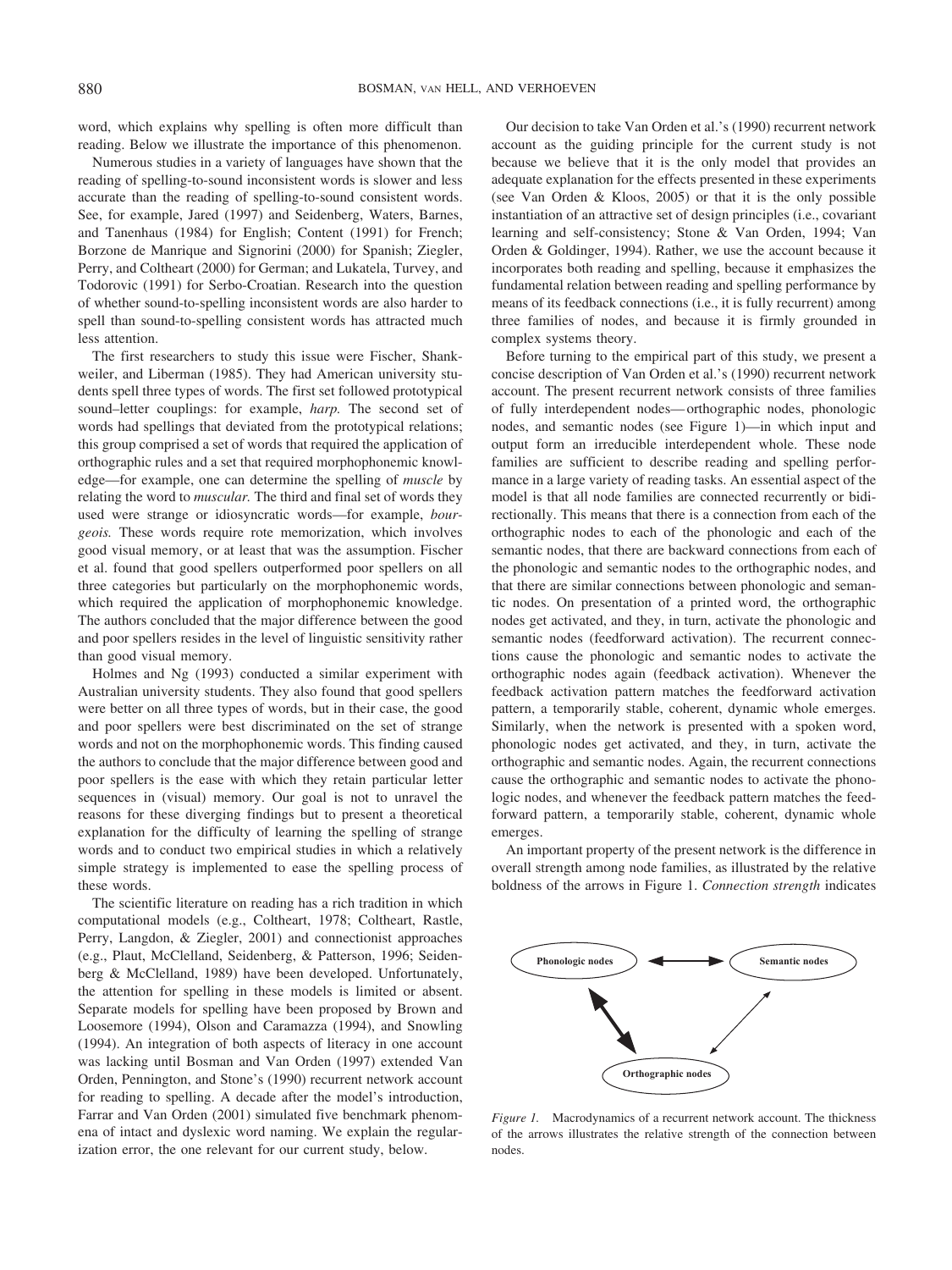word, which explains why spelling is often more difficult than reading. Below we illustrate the importance of this phenomenon.

Numerous studies in a variety of languages have shown that the reading of spelling-to-sound inconsistent words is slower and less accurate than the reading of spelling-to-sound consistent words. See, for example, Jared (1997) and Seidenberg, Waters, Barnes, and Tanenhaus (1984) for English; Content (1991) for French; Borzone de Manrique and Signorini (2000) for Spanish; Ziegler, Perry, and Coltheart (2000) for German; and Lukatela, Turvey, and Todorovic (1991) for Serbo-Croatian. Research into the question of whether sound-to-spelling inconsistent words are also harder to spell than sound-to-spelling consistent words has attracted much less attention.

The first researchers to study this issue were Fischer, Shankweiler, and Liberman (1985). They had American university students spell three types of words. The first set followed prototypical sound–letter couplings: for example, *harp.* The second set of words had spellings that deviated from the prototypical relations; this group comprised a set of words that required the application of orthographic rules and a set that required morphophonemic knowledge—for example, one can determine the spelling of *muscle* by relating the word to *muscular.* The third and final set of words they used were strange or idiosyncratic words—for example, *bourgeois.* These words require rote memorization, which involves good visual memory, or at least that was the assumption. Fischer et al. found that good spellers outperformed poor spellers on all three categories but particularly on the morphophonemic words, which required the application of morphophonemic knowledge. The authors concluded that the major difference between the good and poor spellers resides in the level of linguistic sensitivity rather than good visual memory.

Holmes and Ng (1993) conducted a similar experiment with Australian university students. They also found that good spellers were better on all three types of words, but in their case, the good and poor spellers were best discriminated on the set of strange words and not on the morphophonemic words. This finding caused the authors to conclude that the major difference between good and poor spellers is the ease with which they retain particular letter sequences in (visual) memory. Our goal is not to unravel the reasons for these diverging findings but to present a theoretical explanation for the difficulty of learning the spelling of strange words and to conduct two empirical studies in which a relatively simple strategy is implemented to ease the spelling process of these words.

The scientific literature on reading has a rich tradition in which computational models (e.g., Coltheart, 1978; Coltheart, Rastle, Perry, Langdon, & Ziegler, 2001) and connectionist approaches (e.g., Plaut, McClelland, Seidenberg, & Patterson, 1996; Seidenberg & McClelland, 1989) have been developed. Unfortunately, the attention for spelling in these models is limited or absent. Separate models for spelling have been proposed by Brown and Loosemore (1994), Olson and Caramazza (1994), and Snowling (1994). An integration of both aspects of literacy in one account was lacking until Bosman and Van Orden (1997) extended Van Orden, Pennington, and Stone's (1990) recurrent network account for reading to spelling. A decade after the model's introduction, Farrar and Van Orden (2001) simulated five benchmark phenomena of intact and dyslexic word naming. We explain the regularization error, the one relevant for our current study, below.

Our decision to take Van Orden et al.'s (1990) recurrent network account as the guiding principle for the current study is not because we believe that it is the only model that provides an adequate explanation for the effects presented in these experiments (see Van Orden & Kloos, 2005) or that it is the only possible instantiation of an attractive set of design principles (i.e., covariant learning and self-consistency; Stone & Van Orden, 1994; Van Orden & Goldinger, 1994). Rather, we use the account because it incorporates both reading and spelling, because it emphasizes the fundamental relation between reading and spelling performance by means of its feedback connections (i.e., it is fully recurrent) among three families of nodes, and because it is firmly grounded in complex systems theory.

Before turning to the empirical part of this study, we present a concise description of Van Orden et al.'s (1990) recurrent network account. The present recurrent network consists of three families of fully interdependent nodes—orthographic nodes, phonologic nodes, and semantic nodes (see Figure 1)—in which input and output form an irreducible interdependent whole. These node families are sufficient to describe reading and spelling performance in a large variety of reading tasks. An essential aspect of the model is that all node families are connected recurrently or bidirectionally. This means that there is a connection from each of the orthographic nodes to each of the phonologic and each of the semantic nodes, that there are backward connections from each of the phonologic and semantic nodes to the orthographic nodes, and that there are similar connections between phonologic and semantic nodes. On presentation of a printed word, the orthographic nodes get activated, and they, in turn, activate the phonologic and semantic nodes (feedforward activation). The recurrent connections cause the phonologic and semantic nodes to activate the orthographic nodes again (feedback activation). Whenever the feedback activation pattern matches the feedforward activation pattern, a temporarily stable, coherent, dynamic whole emerges. Similarly, when the network is presented with a spoken word, phonologic nodes get activated, and they, in turn, activate the orthographic and semantic nodes. Again, the recurrent connections cause the orthographic and semantic nodes to activate the phonologic nodes, and whenever the feedback pattern matches the feedforward pattern, a temporarily stable, coherent, dynamic whole emerges.

An important property of the present network is the difference in overall strength among node families, as illustrated by the relative boldness of the arrows in Figure 1. *Connection strength* indicates

Phonologic nodes ⟷ Semantic nodes

Orthographic nodes

*Figure 1.* Macrodynamics of a recurrent network account. The thickness of the arrows illustrates the relative strength of the connection between nodes.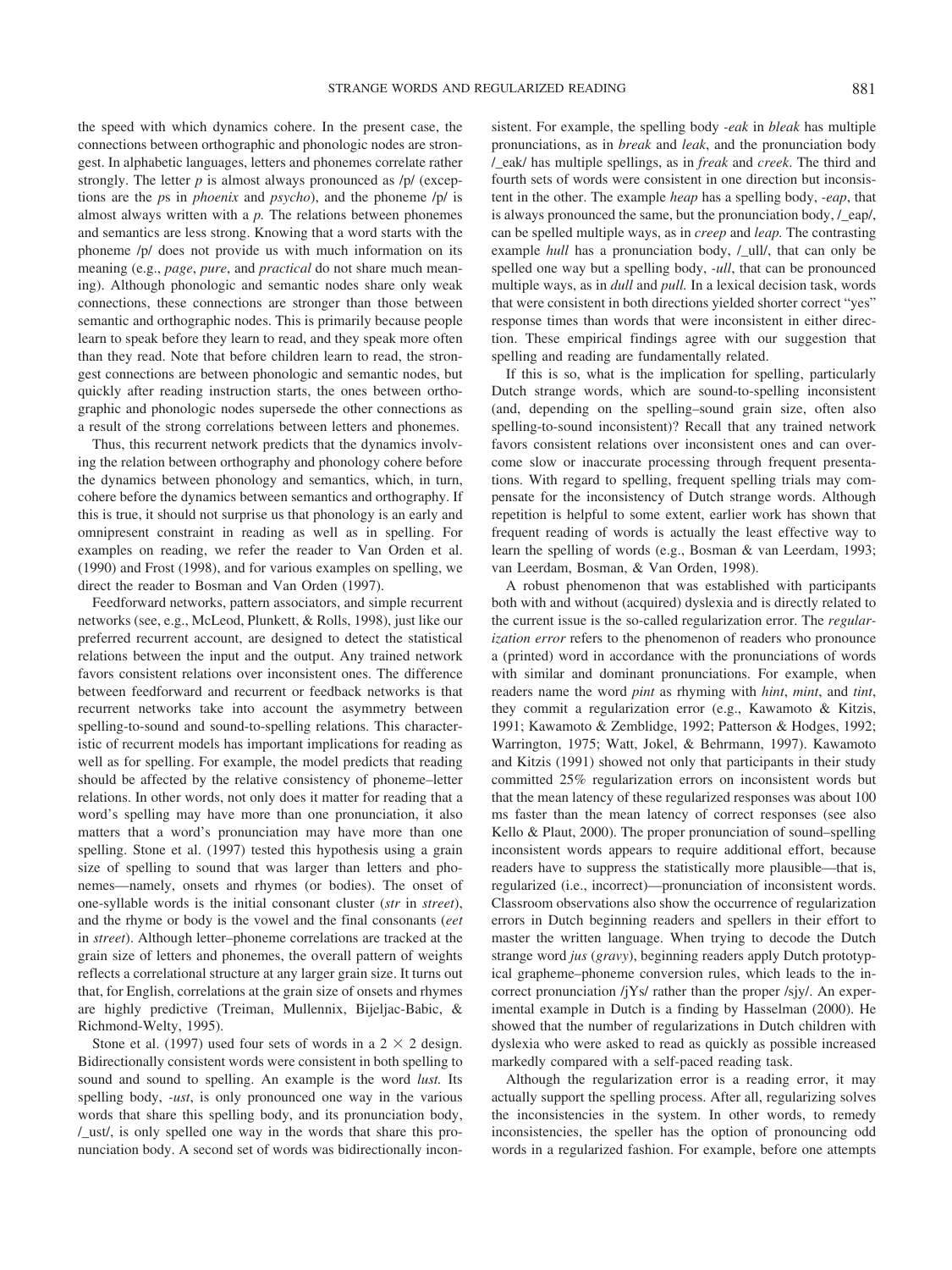the speed with which dynamics cohere. In the present case, the connections between orthographic and phonologic nodes are strongest. In alphabetic languages, letters and phonemes correlate rather strongly. The letter *p* is almost always pronounced as /p/ (exceptions are the *p*s in *phoenix* and *psycho*), and the phoneme /p/ is almost always written with a *p.* The relations between phonemes and semantics are less strong. Knowing that a word starts with the phoneme /p/ does not provide us with much information on its meaning (e.g., *page*, *pure*, and *practical* do not share much meaning). Although phonologic and semantic nodes share only weak connections, these connections are stronger than those between semantic and orthographic nodes. This is primarily because people learn to speak before they learn to read, and they speak more often than they read. Note that before children learn to read, the strongest connections are between phonologic and semantic nodes, but quickly after reading instruction starts, the ones between orthographic and phonologic nodes supersede the other connections as a result of the strong correlations between letters and phonemes.

Thus, this recurrent network predicts that the dynamics involving the relation between orthography and phonology cohere before the dynamics between phonology and semantics, which, in turn, cohere before the dynamics between semantics and orthography. If this is true, it should not surprise us that phonology is an early and omnipresent constraint in reading as well as in spelling. For examples on reading, we refer the reader to Van Orden et al. (1990) and Frost (1998), and for various examples on spelling, we direct the reader to Bosman and Van Orden (1997).

Feedforward networks, pattern associators, and simple recurrent networks (see, e.g., McLeod, Plunkett, & Rolls, 1998), just like our preferred recurrent account, are designed to detect the statistical relations between the input and the output. Any trained network favors consistent relations over inconsistent ones. The difference between feedforward and recurrent or feedback networks is that recurrent networks take into account the asymmetry between spelling-to-sound and sound-to-spelling relations. This characteristic of recurrent models has important implications for reading as well as for spelling. For example, the model predicts that reading should be affected by the relative consistency of phoneme–letter relations. In other words, not only does it matter for reading that a word's spelling may have more than one pronunciation, it also matters that a word's pronunciation may have more than one spelling. Stone et al. (1997) tested this hypothesis using a grain size of spelling to sound that was larger than letters and phonemes—namely, onsets and rhymes (or bodies). The onset of one-syllable words is the initial consonant cluster (*str* in *street*), and the rhyme or body is the vowel and the final consonants (*eet* in *street*). Although letter–phoneme correlations are tracked at the grain size of letters and phonemes, the overall pattern of weights reflects a correlational structure at any larger grain size. It turns out that, for English, correlations at the grain size of onsets and rhymes are highly predictive (Treiman, Mullennix, Bijeljac-Babic, & Richmond-Welty, 1995).

Stone et al. (1997) used four sets of words in a 2 × 2 design. Bidirectionally consistent words were consistent in both spelling to sound and sound to spelling. An example is the word *lust.* Its spelling body, *-ust*, is only pronounced one way in the various words that share this spelling body, and its pronunciation body, /_ust/, is only spelled one way in the words that share this pronunciation body. A second set of words was bidirectionally inconsistent. For example, the spelling body *-eak* in *bleak* has multiple pronunciations, as in *break* and *leak*, and the pronunciation body /_eak/ has multiple spellings, as in *freak* and *creek*. The third and fourth sets of words were consistent in one direction but inconsistent in the other. The example *heap* has a spelling body, *-eap*, that is always pronounced the same, but the pronunciation body, /_eap/, can be spelled multiple ways, as in *creep* and *leap.* The contrasting example *hull* has a pronunciation body, /_ull/, that can only be spelled one way but a spelling body, *-ull*, that can be pronounced multiple ways, as in *dull* and *pull.* In a lexical decision task, words that were consistent in both directions yielded shorter correct "yes" response times than words that were inconsistent in either direction. These empirical findings agree with our suggestion that spelling and reading are fundamentally related.

If this is so, what is the implication for spelling, particularly Dutch strange words, which are sound-to-spelling inconsistent (and, depending on the spelling–sound grain size, often also spelling-to-sound inconsistent)? Recall that any trained network favors consistent relations over inconsistent ones and can overcome slow or inaccurate processing through frequent presentations. With regard to spelling, frequent spelling trials may compensate for the inconsistency of Dutch strange words. Although repetition is helpful to some extent, earlier work has shown that frequent reading of words is actually the least effective way to learn the spelling of words (e.g., Bosman & van Leerdam, 1993; van Leerdam, Bosman, & Van Orden, 1998).

A robust phenomenon that was established with participants both with and without (acquired) dyslexia and is directly related to the current issue is the so-called regularization error. The *regularization error* refers to the phenomenon of readers who pronounce a (printed) word in accordance with the pronunciations of words with similar and dominant pronunciations. For example, when readers name the word *pint* as rhyming with *hint*, *mint*, and *tint*, they commit a regularization error (e.g., Kawamoto & Kitzis, 1991; Kawamoto & Zemblidge, 1992; Patterson & Hodges, 1992; Warrington, 1975; Watt, Jokel, & Behrmann, 1997). Kawamoto and Kitzis (1991) showed not only that participants in their study committed 25% regularization errors on inconsistent words but that the mean latency of these regularized responses was about 100 ms faster than the mean latency of correct responses (see also Kello & Plaut, 2000). The proper pronunciation of sound–spelling inconsistent words appears to require additional effort, because readers have to suppress the statistically more plausible—that is, regularized (i.e., incorrect)—pronunciation of inconsistent words. Classroom observations also show the occurrence of regularization errors in Dutch beginning readers and spellers in their effort to master the written language. When trying to decode the Dutch strange word *jus* (*gravy*), beginning readers apply Dutch prototypical grapheme–phoneme conversion rules, which leads to the incorrect pronunciation /jYs/ rather than the proper /sjy/. An experimental example in Dutch is a finding by Hasselman (2000). He showed that the number of regularizations in Dutch children with dyslexia who were asked to read as quickly as possible increased markedly compared with a self-paced reading task.

Although the regularization error is a reading error, it may actually support the spelling process. After all, regularizing solves the inconsistencies in the system. In other words, to remedy inconsistencies, the speller has the option of pronouncing odd words in a regularized fashion. For example, before one attempts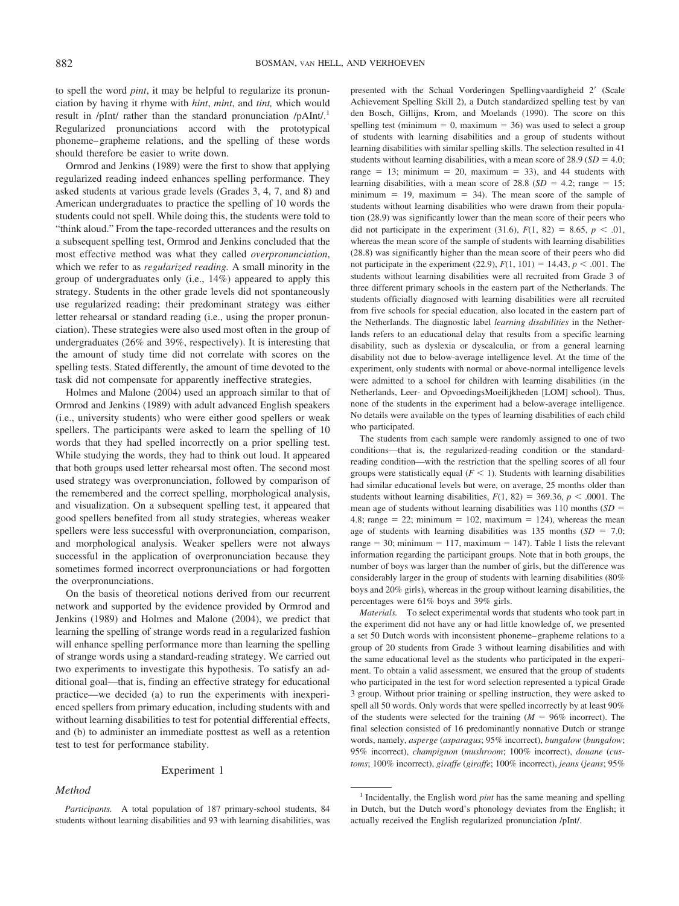to spell the word *pint*, it may be helpful to regularize its pronunciation by having it rhyme with *hint*, *mint*, and *tint,* which would result in /pInt/ rather than the standard pronunciation /pAInt/.[1] Regularized pronunciations accord with the prototypical phoneme–grapheme relations, and the spelling of these words should therefore be easier to write down.

Ormrod and Jenkins (1989) were the first to show that applying regularized reading indeed enhances spelling performance. They asked students at various grade levels (Grades 3, 4, 7, and 8) and American undergraduates to practice the spelling of 10 words the students could not spell. While doing this, the students were told to "think aloud." From the tape-recorded utterances and the results on a subsequent spelling test, Ormrod and Jenkins concluded that the most effective method was what they called *overpronunciation*, which we refer to as *regularized reading.* A small minority in the group of undergraduates only (i.e., 14%) appeared to apply this strategy. Students in the other grade levels did not spontaneously use regularized reading; their predominant strategy was either letter rehearsal or standard reading (i.e., using the proper pronunciation). These strategies were also used most often in the group of undergraduates (26% and 39%, respectively). It is interesting that the amount of study time did not correlate with scores on the spelling tests. Stated differently, the amount of time devoted to the task did not compensate for apparently ineffective strategies.

Holmes and Malone (2004) used an approach similar to that of Ormrod and Jenkins (1989) with adult advanced English speakers (i.e., university students) who were either good spellers or weak spellers. The participants were asked to learn the spelling of 10 words that they had spelled incorrectly on a prior spelling test. While studying the words, they had to think out loud. It appeared that both groups used letter rehearsal most often. The second most used strategy was overpronunciation, followed by comparison of the remembered and the correct spelling, morphological analysis, and visualization. On a subsequent spelling test, it appeared that good spellers benefited from all study strategies, whereas weaker spellers were less successful with overpronunciation, comparison, and morphological analysis. Weaker spellers were not always successful in the application of overpronunciation because they sometimes formed incorrect overpronunciations or had forgotten the overpronunciations.

On the basis of theoretical notions derived from our recurrent network and supported by the evidence provided by Ormrod and Jenkins (1989) and Holmes and Malone (2004), we predict that learning the spelling of strange words read in a regularized fashion will enhance spelling performance more than learning the spelling of strange words using a standard-reading strategy. We carried out two experiments to investigate this hypothesis. To satisfy an additional goal—that is, finding an effective strategy for educational practice—we decided (a) to run the experiments with inexperienced spellers from primary education, including students with and without learning disabilities to test for potential differential effects, and (b) to administer an immediate posttest as well as a retention test to test for performance stability.

## Experiment 1

### Method

*Participants.* A total population of 187 primary-school students, 84 students without learning disabilities and 93 with learning disabilities, was presented with the Schaal Vorderingen Spellingvaardigheid 2′ (Scale Achievement Spelling Skill 2), a Dutch standardized spelling test by van den Bosch, Gillijns, Krom, and Moelands (1990). The score on this spelling test (minimum = 0, maximum = 36) was used to select a group of students with learning disabilities and a group of students without learning disabilities with similar spelling skills. The selection resulted in 41 students without learning disabilities, with a mean score of 28.9 ($SD$ = 4.0; range = 13; minimum = 20, maximum = 33), and 44 students with learning disabilities, with a mean score of 28.8 ($SD$ = 4.2; range = 15; minimum = 19, maximum = 34). The mean score of the sample of students without learning disabilities who were drawn from their population (28.9) was significantly lower than the mean score of their peers who did not participate in the experiment (31.6), $F(1, 82) = 8.65$, $p < .01$, whereas the mean score of the sample of students with learning disabilities (28.8) was significantly higher than the mean score of their peers who did not participate in the experiment (22.9), $F(1, 101) = 14.43$, $p < .001$. The students without learning disabilities were all recruited from Grade 3 of three different primary schools in the eastern part of the Netherlands. The students officially diagnosed with learning disabilities were all recruited from five schools for special education, also located in the eastern part of the Netherlands. The diagnostic label *learning disabilities* in the Netherlands refers to an educational delay that results from a specific learning disability, such as dyslexia or dyscalculia, or from a general learning disability not due to below-average intelligence level. At the time of the experiment, only students with normal or above-normal intelligence levels were admitted to a school for children with learning disabilities (in the Netherlands, Leer- and OpvoedingsMoeilijkheden [LOM] school). Thus, none of the students in the experiment had a below-average intelligence. No details were available on the types of learning disabilities of each child who participated.

The students from each sample were randomly assigned to one of two conditions—that is, the regularized-reading condition or the standard-reading condition—with the restriction that the spelling scores of all four groups were statistically equal ($F < 1$). Students with learning disabilities had similar educational levels but were, on average, 25 months older than students without learning disabilities, $F(1, 82) = 369.36$, $p < .0001$. The mean age of students without learning disabilities was 110 months ($SD$ = 4.8; range = 22; minimum = 102, maximum = 124), whereas the mean age of students with learning disabilities was 135 months ($SD$ = 7.0; range = 30; minimum = 117, maximum = 147). Table 1 lists the relevant information regarding the participant groups. Note that in both groups, the number of boys was larger than the number of girls, but the difference was considerably larger in the group of students with learning disabilities (80% boys and 20% girls), whereas in the group without learning disabilities, the percentages were 61% boys and 39% girls.

*Materials.* To select experimental words that students who took part in the experiment did not have any or had little knowledge of, we presented a set 50 Dutch words with inconsistent phoneme–grapheme relations to a group of 20 students from Grade 3 without learning disabilities and with the same educational level as the students who participated in the experiment. To obtain a valid assessment, we ensured that the group of students who participated in the test for word selection represented a typical Grade 3 group. Without prior training or spelling instruction, they were asked to spell all 50 words. Only words that were spelled incorrectly by at least 90% of the students were selected for the training ($M$ = 96% incorrect). The final selection consisted of 16 predominantly nonnative Dutch or strange words, namely, *asperge* (*asparagus*; 95% incorrect), *bungalow* (*bungalow*; 95% incorrect), *champignon* (*mushroom*; 100% incorrect), *douane* (*customs*; 100% incorrect), *giraffe* (*giraffe*; 100% incorrect), *jeans* (*jeans*; 95%

[1] Incidentally, the English word *pint* has the same meaning and spelling in Dutch, but the Dutch word's phonology deviates from the English; it actually received the English regularized pronunciation /pInt/.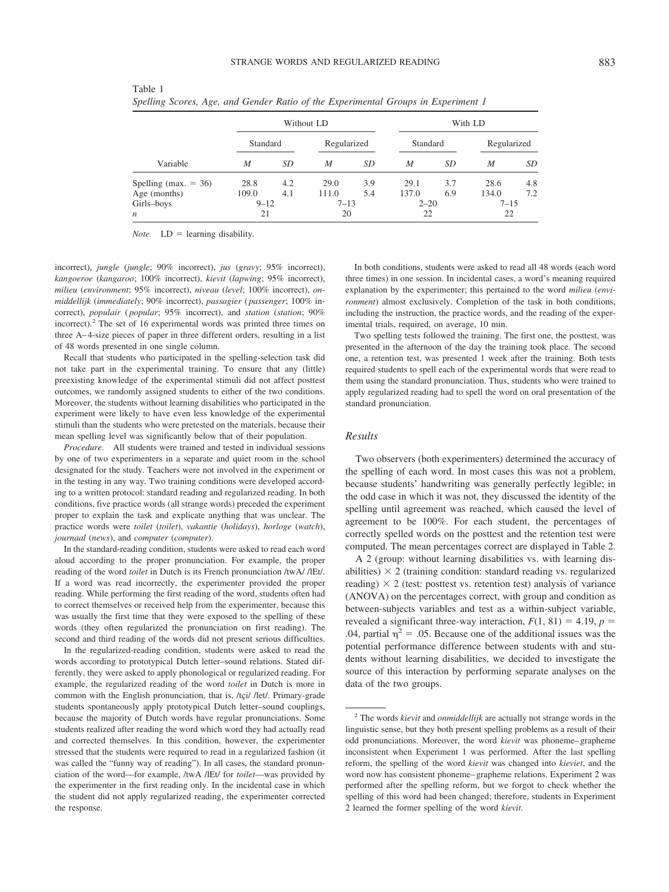Table 1
*Spelling Scores, Age, and Gender Ratio of the Experimental Groups in Experiment 1*

| Variable | Without LD | | | | With LD | | | |
|---|---|---|---|---|---|---|---|---|
| | Standard | | Regularized | | Standard | | Regularized | |
| | *M* | *SD* | *M* | *SD* | *M* | *SD* | *M* | *SD* |
| Spelling (max. = 36) | 28.8 | 4.2 | 29.0 | 3.9 | 29.1 | 3.7 | 28.6 | 4.8 |
| Age (months) | 109.0 | 4.1 | 111.0 | 5.4 | 137.0 | 6.9 | 134.0 | 7.2 |
| Girls–boys | 9–12 | | 7–13 | | 2–20 | | 7–15 | |
| *n* | 21 | | 20 | | 22 | | 22 | |

*Note.* LD = learning disability.

incorrect), *jungle* (*jungle*; 90% incorrect), *jus* (*gravy*; 95% incorrect), *kangoeroe* (*kangaroo*; 100% incorrect), *kievit* (*lapwing*; 95% incorrect), *milieu* (*environment*; 95% incorrect), *niveau* (*level*; 100% incorrect), *onmiddellijk* (*immediately*; 90% incorrect), *passagier* (*passenger*; 100% incorrect), *populair* (*popular*; 95% incorrect), and *station* (*station*; 90% incorrect).[2] The set of 16 experimental words was printed three times on three A–4-size pieces of paper in three different orders, resulting in a list of 48 words presented in one single column.

Recall that students who participated in the spelling-selection task did not take part in the experimental training. To ensure that any (little) preexisting knowledge of the experimental stimuli did not affect posttest outcomes, we randomly assigned students to either of the two conditions. Moreover, the students without learning disabilities who participated in the experiment were likely to have even less knowledge of the experimental stimuli than the students who were pretested on the materials, because their mean spelling level was significantly below that of their population.

*Procedure.* All students were trained and tested in individual sessions by one of two experimenters in a separate and quiet room in the school designated for the study. Teachers were not involved in the experiment or in the testing in any way. Two training conditions were developed according to a written protocol: standard reading and regularized reading. In both conditions, five practice words (all strange words) preceded the experiment proper to explain the task and explicate anything that was unclear. The practice words were *toilet* (*toilet*), *vakantie* (*holidays*), *horloge* (*watch*), *journaal* (*news*), and *computer* (*computer*).

In the standard-reading condition, students were asked to read each word aloud according to the proper pronunciation. For example, the proper reading of the word *toilet* in Dutch is its French pronunciation /twA/ /lEt/. If a word was read incorrectly, the experimenter provided the proper reading. While performing the first reading of the word, students often had to correct themselves or received help from the experimenter, because this was usually the first time that they were exposed to the spelling of these words (they often regularized the pronunciation on first reading). The second and third reading of the words did not present serious difficulties.

In the regularized-reading condition, students were asked to read the words according to prototypical Dutch letter–sound relations. Stated differently, they were asked to apply phonological or regularized reading. For example, the regularized reading of the word *toilet* in Dutch is more in common with the English pronunciation, that is, /tçi/ /let/. Primary-grade students spontaneously apply prototypical Dutch letter–sound couplings, because the majority of Dutch words have regular pronunciations. Some students realized after reading the word which word they had actually read and corrected themselves. In this condition, however, the experimenter stressed that the students were required to read in a regularized fashion (it was called the "funny way of reading"). In all cases, the standard pronunciation of the word—for example, /twA /lEt/ for *toilet*—was provided by the experimenter in the first reading only. In the incidental case in which the student did not apply regularized reading, the experimenter corrected the response.

In both conditions, students were asked to read all 48 words (each word three times) in one session. In incidental cases, a word's meaning required explanation by the experimenter; this pertained to the word *milieu* (*environment*) almost exclusively. Completion of the task in both conditions, including the instruction, the practice words, and the reading of the experimental trials, required, on average, 10 min.

Two spelling tests followed the training. The first one, the posttest, was presented in the afternoon of the day the training took place. The second one, a retention test, was presented 1 week after the training. Both tests required students to spell each of the experimental words that were read to them using the standard pronunciation. Thus, students who were trained to apply regularized reading had to spell the word on oral presentation of the standard pronunciation.

### Results

Two observers (both experimenters) determined the accuracy of the spelling of each word. In most cases this was not a problem, because students' handwriting was generally perfectly legible; in the odd case in which it was not, they discussed the identity of the spelling until agreement was reached, which caused the level of agreement to be 100%. For each student, the percentages of correctly spelled words on the posttest and the retention test were computed. The mean percentages correct are displayed in Table 2.

A 2 (group: without learning disabilities vs. with learning disabilities) × 2 (training condition: standard reading vs. regularized reading) × 2 (test: posttest vs. retention test) analysis of variance (ANOVA) on the percentages correct, with group and condition as between-subjects variables and test as a within-subject variable, revealed a significant three-way interaction, $F(1, 81) = 4.19$, $p = .04$, partial $\eta^2 = .05$. Because one of the additional issues was the potential performance difference between students with and students without learning disabilities, we decided to investigate the source of this interaction by performing separate analyses on the data of the two groups.

[2] The words *kievit* and *onmiddellijk* are actually not strange words in the linguistic sense, but they both present spelling problems as a result of their odd pronunciations. Moreover, the word *kievit* was phoneme–grapheme inconsistent when Experiment 1 was performed. After the last spelling reform, the spelling of the word *kievit* was changed into *kieviet*, and the word now has consistent phoneme–grapheme relations. Experiment 2 was performed after the spelling reform, but we forgot to check whether the spelling of this word had been changed; therefore, students in Experiment 2 learned the former spelling of the word *kievit*.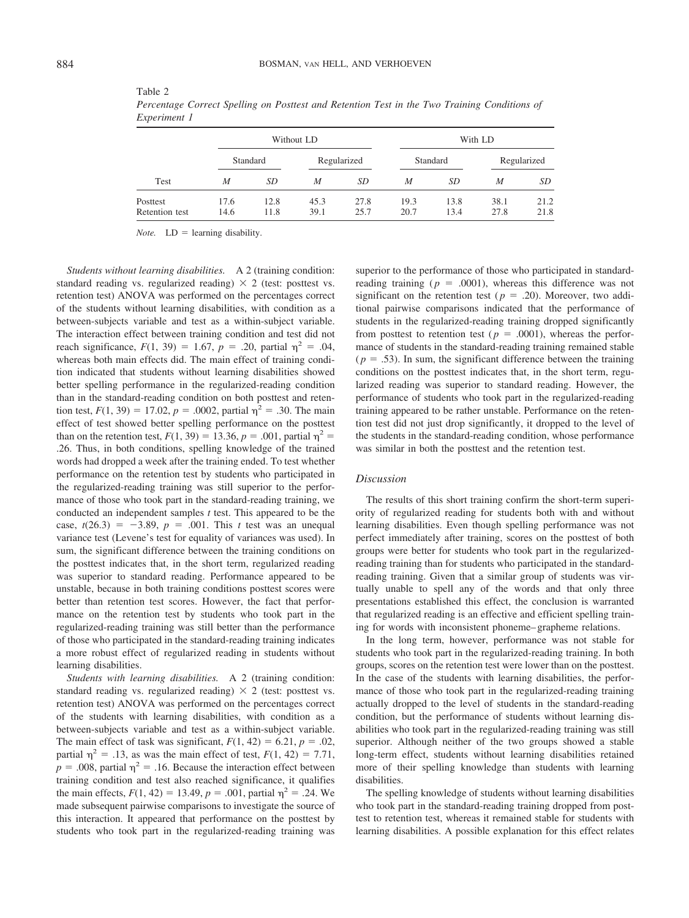Table 2
*Percentage Correct Spelling on Posttest and Retention Test in the Two Training Conditions of Experiment 1*

| Test | Without LD | | | | With LD | | | |
|---|---|---|---|---|---|---|---|---|
| | Standard | | Regularized | | Standard | | Regularized | |
| | *M* | *SD* | *M* | *SD* | *M* | *SD* | *M* | *SD* |
| Posttest | 17.6 | 12.8 | 45.3 | 27.8 | 19.3 | 13.8 | 38.1 | 21.2 |
| Retention test | 14.6 | 11.8 | 39.1 | 25.7 | 20.7 | 13.4 | 27.8 | 21.8 |

*Note.* LD = learning disability.

*Students without learning disabilities.* A 2 (training condition: standard reading vs. regularized reading) × 2 (test: posttest vs. retention test) ANOVA was performed on the percentages correct of the students without learning disabilities, with condition as a between-subjects variable and test as a within-subject variable. The interaction effect between training condition and test did not reach significance, $F(1, 39) = 1.67$, $p = .20$, partial $\eta^2 = .04$, whereas both main effects did. The main effect of training condition indicated that students without learning disabilities showed better spelling performance in the regularized-reading condition than in the standard-reading condition on both posttest and retention test, $F(1, 39) = 17.02$, $p = .0002$, partial $\eta^2 = .30$. The main effect of test showed better spelling performance on the posttest than on the retention test, $F(1, 39) = 13.36$, $p = .001$, partial $\eta^2 = .26$. Thus, in both conditions, spelling knowledge of the trained words had dropped a week after the training ended. To test whether performance on the retention test by students who participated in the regularized-reading training was still superior to the performance of those who took part in the standard-reading training, we conducted an independent samples *t* test. This appeared to be the case, $t(26.3) = -3.89$, $p = .001$. This *t* test was an unequal variance test (Levene's test for equality of variances was used). In sum, the significant difference between the training conditions on the posttest indicates that, in the short term, regularized reading was superior to standard reading. Performance appeared to be unstable, because in both training conditions posttest scores were better than retention test scores. However, the fact that performance on the retention test by students who took part in the regularized-reading training was still better than the performance of those who participated in the standard-reading training indicates a more robust effect of regularized reading in students without learning disabilities.

*Students with learning disabilities.* A 2 (training condition: standard reading vs. regularized reading) × 2 (test: posttest vs. retention test) ANOVA was performed on the percentages correct of the students with learning disabilities, with condition as a between-subjects variable and test as a within-subject variable. The main effect of task was significant, $F(1, 42) = 6.21$, $p = .02$, partial $\eta^2 = .13$, as was the main effect of test, $F(1, 42) = 7.71$, $p = .008$, partial $\eta^2 = .16$. Because the interaction effect between training condition and test also reached significance, it qualifies the main effects, $F(1, 42) = 13.49$, $p = .001$, partial $\eta^2 = .24$. We made subsequent pairwise comparisons to investigate the source of this interaction. It appeared that performance on the posttest by students who took part in the regularized-reading training was superior to the performance of those who participated in standard-reading training ($p = .0001$), whereas this difference was not significant on the retention test ($p = .20$). Moreover, two additional pairwise comparisons indicated that the performance of students in the regularized-reading training dropped significantly from posttest to retention test ($p = .0001$), whereas the performance of students in the standard-reading training remained stable ($p = .53$). In sum, the significant difference between the training conditions on the posttest indicates that, in the short term, regularized reading was superior to standard reading. However, the performance of students who took part in the regularized-reading training appeared to be rather unstable. Performance on the retention test did not just drop significantly, it dropped to the level of the students in the standard-reading condition, whose performance was similar in both the posttest and the retention test.

### Discussion

The results of this short training confirm the short-term superiority of regularized reading for students both with and without learning disabilities. Even though spelling performance was not perfect immediately after training, scores on the posttest of both groups were better for students who took part in the regularized-reading training than for students who participated in the standard-reading training. Given that a similar group of students was virtually unable to spell any of the words and that only three presentations established this effect, the conclusion is warranted that regularized reading is an effective and efficient spelling training for words with inconsistent phoneme–grapheme relations.

In the long term, however, performance was not stable for students who took part in the regularized-reading training. In both groups, scores on the retention test were lower than on the posttest. In the case of the students with learning disabilities, the performance of those who took part in the regularized-reading training actually dropped to the level of students in the standard-reading condition, but the performance of students without learning disabilities who took part in the regularized-reading training was still superior. Although neither of the two groups showed a stable long-term effect, students without learning disabilities retained more of their spelling knowledge than students with learning disabilities.

The spelling knowledge of students without learning disabilities who took part in the standard-reading training dropped from posttest to retention test, whereas it remained stable for students with learning disabilities. A possible explanation for this effect relates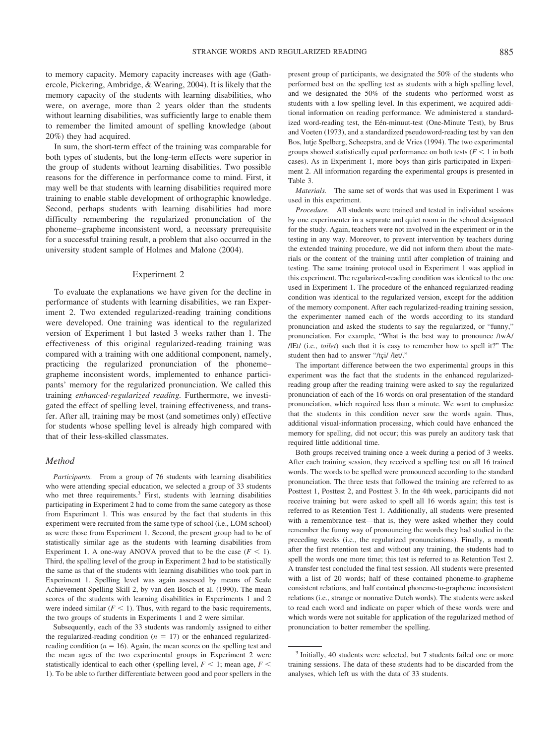to memory capacity. Memory capacity increases with age (Gathercole, Pickering, Ambridge, & Wearing, 2004). It is likely that the memory capacity of the students with learning disabilities, who were, on average, more than 2 years older than the students without learning disabilities, was sufficiently large to enable them to remember the limited amount of spelling knowledge (about 20%) they had acquired.

In sum, the short-term effect of the training was comparable for both types of students, but the long-term effects were superior in the group of students without learning disabilities. Two possible reasons for the difference in performance come to mind. First, it may well be that students with learning disabilities required more training to enable stable development of orthographic knowledge. Second, perhaps students with learning disabilities had more difficulty remembering the regularized pronunciation of the phoneme–grapheme inconsistent word, a necessary prerequisite for a successful training result, a problem that also occurred in the university student sample of Holmes and Malone (2004).

## Experiment 2

To evaluate the explanations we have given for the decline in performance of students with learning disabilities, we ran Experiment 2. Two extended regularized-reading training conditions were developed. One training was identical to the regularized version of Experiment 1 but lasted 3 weeks rather than 1. The effectiveness of this original regularized-reading training was compared with a training with one additional component, namely, practicing the regularized pronunciation of the phoneme–grapheme inconsistent words, implemented to enhance participants' memory for the regularized pronunciation. We called this training *enhanced-regularized reading.* Furthermore, we investigated the effect of spelling level, training effectiveness, and transfer. After all, training may be most (and sometimes only) effective for students whose spelling level is already high compared with that of their less-skilled classmates.

### Method

*Participants.* From a group of 76 students with learning disabilities who were attending special education, we selected a group of 33 students who met three requirements.[3] First, students with learning disabilities participating in Experiment 2 had to come from the same category as those from Experiment 1. This was ensured by the fact that students in this experiment were recruited from the same type of school (i.e., LOM school) as were those from Experiment 1. Second, the present group had to be of statistically similar age as the students with learning disabilities from Experiment 1. A one-way ANOVA proved that to be the case ($F < 1$). Third, the spelling level of the group in Experiment 2 had to be statistically the same as that of the students with learning disabilities who took part in Experiment 1. Spelling level was again assessed by means of Scale Achievement Spelling Skill 2, by van den Bosch et al. (1990). The mean scores of the students with learning disabilities in Experiments 1 and 2 were indeed similar ($F < 1$). Thus, with regard to the basic requirements, the two groups of students in Experiments 1 and 2 were similar.

Subsequently, each of the 33 students was randomly assigned to either the regularized-reading condition ($n = 17$) or the enhanced regularized-reading condition ($n = 16$). Again, the mean scores on the spelling test and the mean ages of the two experimental groups in Experiment 2 were statistically identical to each other (spelling level, $F < 1$; mean age, $F < 1$). To be able to further differentiate between good and poor spellers in the present group of participants, we designated the 50% of the students who performed best on the spelling test as students with a high spelling level, and we designated the 50% of the students who performed worst as students with a low spelling level. In this experiment, we acquired additional information on reading performance. We administered a standardized word-reading test, the Eén-minuut-test (One-Minute Test), by Brus and Voeten (1973), and a standardized pseudoword-reading test by van den Bos, lutje Spelberg, Scheepstra, and de Vries (1994). The two experimental groups showed statistically equal performance on both tests ($F < 1$ in both cases). As in Experiment 1, more boys than girls participated in Experiment 2. All information regarding the experimental groups is presented in Table 3.

*Materials.* The same set of words that was used in Experiment 1 was used in this experiment.

*Procedure.* All students were trained and tested in individual sessions by one experimenter in a separate and quiet room in the school designated for the study. Again, teachers were not involved in the experiment or in the testing in any way. Moreover, to prevent intervention by teachers during the extended training procedure, we did not inform them about the materials or the content of the training until after completion of training and testing. The same training protocol used in Experiment 1 was applied in this experiment. The regularized-reading condition was identical to the one used in Experiment 1. The procedure of the enhanced regularized-reading condition was identical to the regularized version, except for the addition of the memory component. After each regularized-reading training session, the experimenter named each of the words according to its standard pronunciation and asked the students to say the regularized, or "funny," pronunciation. For example, "What is the best way to pronounce /twA/ /lEt/ (i.e., *toilet*) such that it is easy to remember how to spell it?" The student then had to answer "/tçi/ /let/."

The important difference between the two experimental groups in this experiment was the fact that the students in the enhanced regularized-reading group after the reading training were asked to say the regularized pronunciation of each of the 16 words on oral presentation of the standard pronunciation, which required less than a minute. We want to emphasize that the students in this condition never saw the words again. Thus, additional visual-information processing, which could have enhanced the memory for spelling, did not occur; this was purely an auditory task that required little additional time.

Both groups received training once a week during a period of 3 weeks. After each training session, they received a spelling test on all 16 trained words. The words to be spelled were pronounced according to the standard pronunciation. The three tests that followed the training are referred to as Posttest 1, Posttest 2, and Posttest 3. In the 4th week, participants did not receive training but were asked to spell all 16 words again; this test is referred to as Retention Test 1. Additionally, all students were presented with a remembrance test—that is, they were asked whether they could remember the funny way of pronouncing the words they had studied in the preceding weeks (i.e., the regularized pronunciations). Finally, a month after the first retention test and without any training, the students had to spell the words one more time; this test is referred to as Retention Test 2. A transfer test concluded the final test session. All students were presented with a list of 20 words; half of these contained phoneme-to-grapheme consistent relations, and half contained phoneme-to-grapheme inconsistent relations (i.e., strange or nonnative Dutch words). The students were asked to read each word and indicate on paper which of these words were and which words were not suitable for application of the regularized method of pronunciation to better remember the spelling.

[3] Initially, 40 students were selected, but 7 students failed one or more training sessions. The data of these students had to be discarded from the analyses, which left us with the data of 33 students.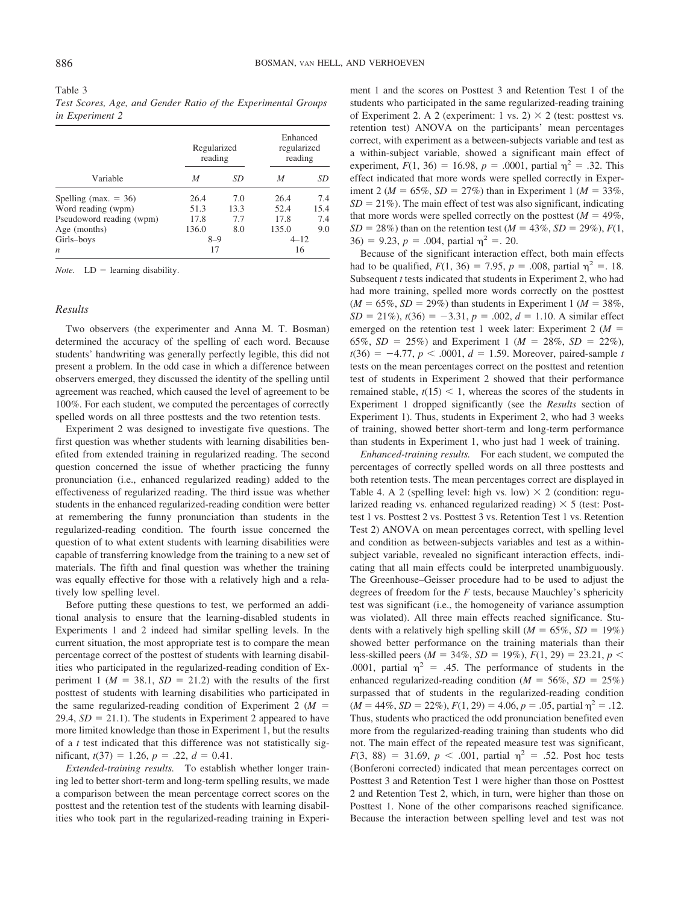Table 3
*Test Scores, Age, and Gender Ratio of the Experimental Groups in Experiment 2*

| Variable | Regularized reading | | Enhanced regularized reading | |
|---|---|---|---|---|
| | *M* | *SD* | *M* | *SD* |
| Spelling (max. = 36) | 26.4 | 7.0 | 26.4 | 7.4 |
| Word reading (wpm) | 51.3 | 13.3 | 52.4 | 15.4 |
| Pseudoword reading (wpm) | 17.8 | 7.7 | 17.8 | 7.4 |
| Age (months) | 136.0 | 8.0 | 135.0 | 9.0 |
| Girls–boys | 8–9 | | 4–12 | |
| *n* | 17 | | 16 | |

*Note.* LD = learning disability.

### Results

Two observers (the experimenter and Anna M. T. Bosman) determined the accuracy of the spelling of each word. Because students' handwriting was generally perfectly legible, this did not present a problem. In the odd case in which a difference between observers emerged, they discussed the identity of the spelling until agreement was reached, which caused the level of agreement to be 100%. For each student, we computed the percentages of correctly spelled words on all three posttests and the two retention tests.

Experiment 2 was designed to investigate five questions. The first question was whether students with learning disabilities benefited from extended training in regularized reading. The second question concerned the issue of whether practicing the funny pronunciation (i.e., enhanced regularized reading) added to the effectiveness of regularized reading. The third issue was whether students in the enhanced regularized-reading condition were better at remembering the funny pronunciation than students in the regularized-reading condition. The fourth issue concerned the question of to what extent students with learning disabilities were capable of transferring knowledge from the training to a new set of materials. The fifth and final question was whether the training was equally effective for those with a relatively high and a relatively low spelling level.

Before putting these questions to test, we performed an additional analysis to ensure that the learning-disabled students in Experiments 1 and 2 indeed had similar spelling levels. In the current situation, the most appropriate test is to compare the mean percentage correct of the posttest of students with learning disabilities who participated in the regularized-reading condition of Experiment 1 ($M = 38.1$, $SD = 21.2$) with the results of the first posttest of students with learning disabilities who participated in the same regularized-reading condition of Experiment 2 ($M = 29.4$, $SD = 21.1$). The students in Experiment 2 appeared to have more limited knowledge than those in Experiment 1, but the results of a *t* test indicated that this difference was not statistically significant, $t(37) = 1.26$, $p = .22$, $d = 0.41$.

*Extended-training results.* To establish whether longer training led to better short-term and long-term spelling results, we made a comparison between the mean percentage correct scores on the posttest and the retention test of the students with learning disabilities who took part in the regularized-reading training in Experiment 1 and the scores on Posttest 3 and Retention Test 1 of the students who participated in the same regularized-reading training of Experiment 2. A 2 (experiment: 1 vs. 2) × 2 (test: posttest vs. retention test) ANOVA on the participants' mean percentages correct, with experiment as a between-subjects variable and test as a within-subject variable, showed a significant main effect of experiment, $F(1, 36) = 16.98$, $p = .0001$, partial $\eta^2 = .32$. This effect indicated that more words were spelled correctly in Experiment 2 ($M = 65\%$, $SD = 27\%$) than in Experiment 1 ($M = 33\%$, $SD = 21\%$). The main effect of test was also significant, indicating that more words were spelled correctly on the posttest ($M = 49\%$, $SD = 28\%$) than on the retention test ($M = 43\%$, $SD = 29\%$), $F(1, 36) = 9.23$, $p = .004$, partial $\eta^2 = .20$.

Because of the significant interaction effect, both main effects had to be qualified, $F(1, 36) = 7.95$, $p = .008$, partial $\eta^2 = .18$. Subsequent *t* tests indicated that students in Experiment 2, who had had more training, spelled more words correctly on the posttest ($M = 65\%$, $SD = 29\%$) than students in Experiment 1 ($M = 38\%$, $SD = 21\%$), $t(36) = -3.31$, $p = .002$, $d = 1.10$. A similar effect emerged on the retention test 1 week later: Experiment 2 ($M = 65\%$, $SD = 25\%$) and Experiment 1 ($M = 28\%$, $SD = 22\%$), $t(36) = -4.77$, $p < .0001$, $d = 1.59$. Moreover, paired-sample *t* tests on the mean percentages correct on the posttest and retention test of students in Experiment 2 showed that their performance remained stable, $t(15) < 1$, whereas the scores of the students in Experiment 1 dropped significantly (see the *Results* section of Experiment 1). Thus, students in Experiment 2, who had 3 weeks of training, showed better short-term and long-term performance than students in Experiment 1, who just had 1 week of training.

*Enhanced-training results.* For each student, we computed the percentages of correctly spelled words on all three posttests and both retention tests. The mean percentages correct are displayed in Table 4. A 2 (spelling level: high vs. low) × 2 (condition: regularized reading vs. enhanced regularized reading) × 5 (test: Posttest 1 vs. Posttest 2 vs. Posttest 3 vs. Retention Test 1 vs. Retention Test 2) ANOVA on mean percentages correct, with spelling level and condition as between-subjects variables and test as a within-subject variable, revealed no significant interaction effects, indicating that all main effects could be interpreted unambiguously. The Greenhouse–Geisser procedure had to be used to adjust the degrees of freedom for the *F* tests, because Mauchley's sphericity test was significant (i.e., the homogeneity of variance assumption was violated). All three main effects reached significance. Students with a relatively high spelling skill ($M = 65\%$, $SD = 19\%$) showed better performance on the training materials than their less-skilled peers ($M = 34\%$, $SD = 19\%$), $F(1, 29) = 23.21$, $p < .0001$, partial $\eta^2 = .45$. The performance of students in the enhanced regularized-reading condition ($M = 56\%$, $SD = 25\%$) surpassed that of students in the regularized-reading condition ($M = 44\%$, $SD = 22\%$), $F(1, 29) = 4.06$, $p = .05$, partial $\eta^2 = .12$. Thus, students who practiced the odd pronunciation benefited even more from the regularized-reading training than students who did not. The main effect of the repeated measure test was significant, $F(3, 88) = 31.69$, $p < .001$, partial $\eta^2 = .52$. Post hoc tests (Bonferoni corrected) indicated that mean percentages correct on Posttest 3 and Retention Test 1 were higher than those on Posttest 2 and Retention Test 2, which, in turn, were higher than those on Posttest 1. None of the other comparisons reached significance. Because the interaction between spelling level and test was not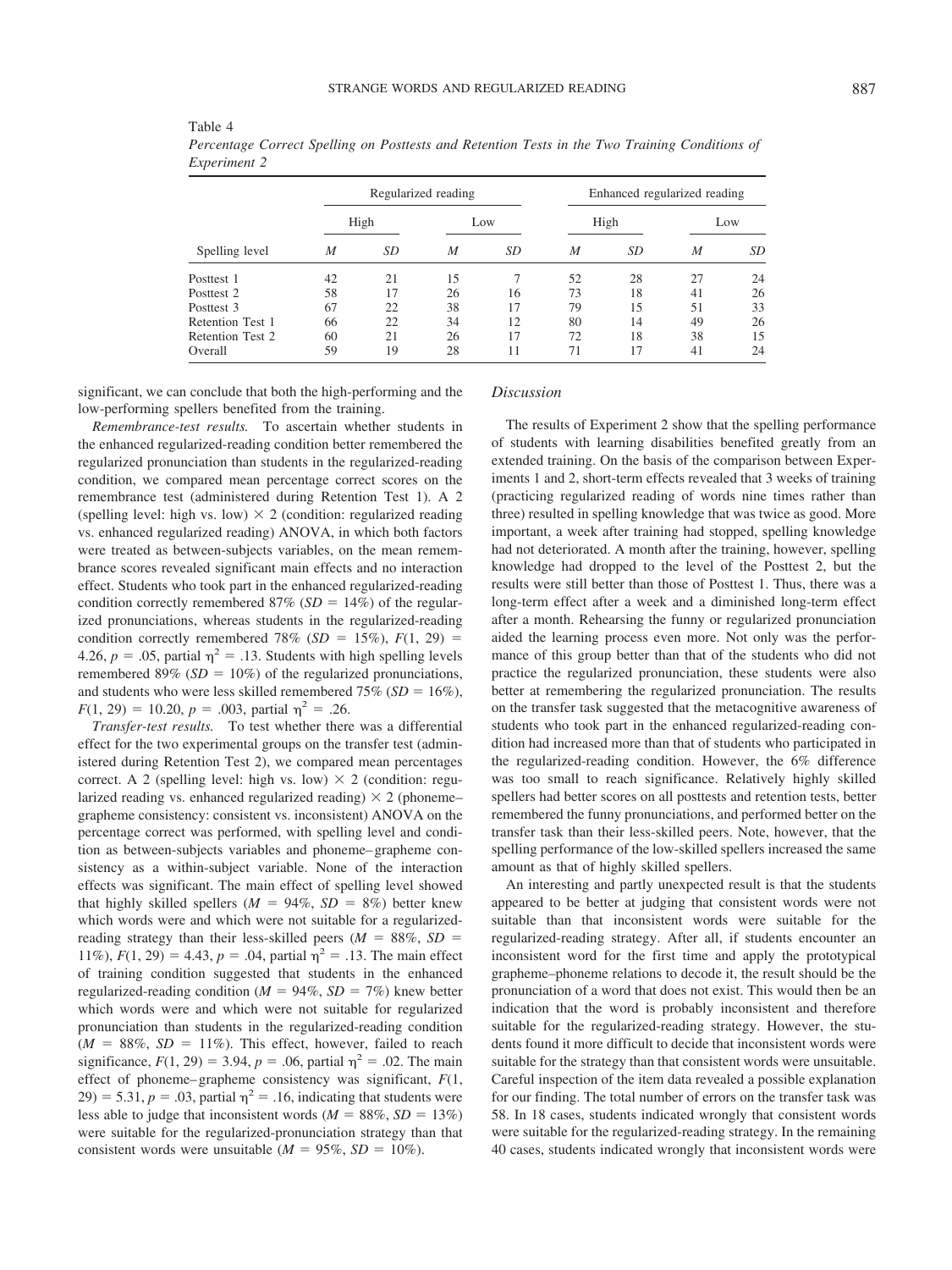Table 4

*Percentage Correct Spelling on Posttests and Retention Tests in the Two Training Conditions of Experiment 2*

| | Regularized reading | | | | Enhanced regularized reading | | | |
|---|---|---|---|---|---|---|---|---|
| | High | | Low | | High | | Low | |
| Spelling level | *M* | *SD* | *M* | *SD* | *M* | *SD* | *M* | *SD* |
| Posttest 1 | 42 | 21 | 15 | 7 | 52 | 28 | 27 | 24 |
| Posttest 2 | 58 | 17 | 26 | 16 | 73 | 18 | 41 | 26 |
| Posttest 3 | 67 | 22 | 38 | 17 | 79 | 15 | 51 | 33 |
| Retention Test 1 | 66 | 22 | 34 | 12 | 80 | 14 | 49 | 26 |
| Retention Test 2 | 60 | 21 | 26 | 17 | 72 | 18 | 38 | 15 |
| Overall | 59 | 19 | 28 | 11 | 71 | 17 | 41 | 24 |

significant, we can conclude that both the high-performing and the low-performing spellers benefited from the training.

*Remembrance-test results.* To ascertain whether students in the enhanced regularized-reading condition better remembered the regularized pronunciation than students in the regularized-reading condition, we compared mean percentage correct scores on the remembrance test (administered during Retention Test 1). A 2 (spelling level: high vs. low) × 2 (condition: regularized reading vs. enhanced regularized reading) ANOVA, in which both factors were treated as between-subjects variables, on the mean remembrance scores revealed significant main effects and no interaction effect. Students who took part in the enhanced regularized-reading condition correctly remembered 87% ($SD = 14\%$) of the regularized pronunciations, whereas students in the regularized-reading condition correctly remembered 78% ($SD = 15\%$), $F(1, 29) = 4.26$, $p = .05$, partial $\eta^2 = .13$. Students with high spelling levels remembered 89% ($SD = 10\%$) of the regularized pronunciations, and students who were less skilled remembered 75% ($SD = 16\%$), $F(1, 29) = 10.20$, $p = .003$, partial $\eta^2 = .26$.

*Transfer-test results.* To test whether there was a differential effect for the two experimental groups on the transfer test (administered during Retention Test 2), we compared mean percentages correct. A 2 (spelling level: high vs. low) × 2 (condition: regularized reading vs. enhanced regularized reading) × 2 (phoneme–grapheme consistency: consistent vs. inconsistent) ANOVA on the percentage correct was performed, with spelling level and condition as between-subjects variables and phoneme–grapheme consistency as a within-subject variable. None of the interaction effects was significant. The main effect of spelling level showed that highly skilled spellers ($M = 94\%$, $SD = 8\%$) better knew which words were and which were not suitable for a regularized-reading strategy than their less-skilled peers ($M = 88\%$, $SD = 11\%$), $F(1, 29) = 4.43$, $p = .04$, partial $\eta^2 = .13$. The main effect of training condition suggested that students in the enhanced regularized-reading condition ($M = 94\%$, $SD = 7\%$) knew better which words were and which were not suitable for regularized pronunciation than students in the regularized-reading condition ($M = 88\%$, $SD = 11\%$). This effect, however, failed to reach significance, $F(1, 29) = 3.94$, $p = .06$, partial $\eta^2 = .02$. The main effect of phoneme–grapheme consistency was significant, $F(1, 29) = 5.31$, $p = .03$, partial $\eta^2 = .16$, indicating that students were less able to judge that inconsistent words ($M = 88\%$, $SD = 13\%$) were suitable for the regularized-pronunciation strategy than that consistent words were unsuitable ($M = 95\%$, $SD = 10\%$).

### *Discussion*

The results of Experiment 2 show that the spelling performance of students with learning disabilities benefited greatly from an extended training. On the basis of the comparison between Experiments 1 and 2, short-term effects revealed that 3 weeks of training (practicing regularized reading of words nine times rather than three) resulted in spelling knowledge that was twice as good. More important, a week after training had stopped, spelling knowledge had not deteriorated. A month after the training, however, spelling knowledge had dropped to the level of the Posttest 2, but the results were still better than those of Posttest 1. Thus, there was a long-term effect after a week and a diminished long-term effect after a month. Rehearsing the funny or regularized pronunciation aided the learning process even more. Not only was the performance of this group better than that of the students who did not practice the regularized pronunciation, these students were also better at remembering the regularized pronunciation. The results on the transfer task suggested that the metacognitive awareness of students who took part in the enhanced regularized-reading condition had increased more than that of students who participated in the regularized-reading condition. However, the 6% difference was too small to reach significance. Relatively highly skilled spellers had better scores on all posttests and retention tests, better remembered the funny pronunciations, and performed better on the transfer task than their less-skilled peers. Note, however, that the spelling performance of the low-skilled spellers increased the same amount as that of highly skilled spellers.

An interesting and partly unexpected result is that the students appeared to be better at judging that consistent words were not suitable than that inconsistent words were suitable for the regularized-reading strategy. After all, if students encounter an inconsistent word for the first time and apply the prototypical grapheme–phoneme relations to decode it, the result should be the pronunciation of a word that does not exist. This would then be an indication that the word is probably inconsistent and therefore suitable for the regularized-reading strategy. However, the students found it more difficult to decide that inconsistent words were suitable for the strategy than that consistent words were unsuitable. Careful inspection of the item data revealed a possible explanation for our finding. The total number of errors on the transfer task was 58. In 18 cases, students indicated wrongly that consistent words were suitable for the regularized-reading strategy. In the remaining 40 cases, students indicated wrongly that inconsistent words were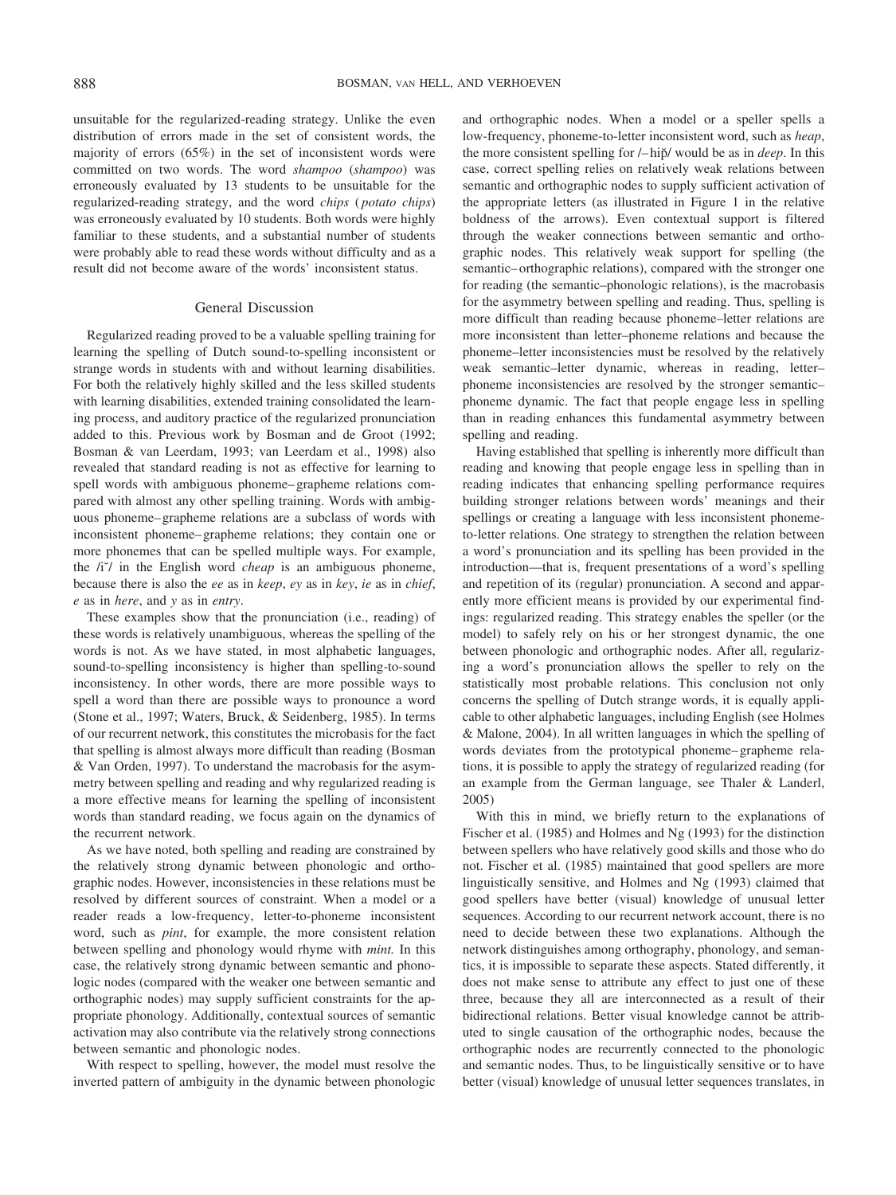unsuitable for the regularized-reading strategy. Unlike the even distribution of errors made in the set of consistent words, the majority of errors (65%) in the set of inconsistent words were committed on two words. The word *shampoo* (*shampoo*) was erroneously evaluated by 13 students to be unsuitable for the regularized-reading strategy, and the word *chips* (*potato chips*) was erroneously evaluated by 10 students. Both words were highly familiar to these students, and a substantial number of students were probably able to read these words without difficulty and as a result did not become aware of the words' inconsistent status.

## General Discussion

Regularized reading proved to be a valuable spelling training for learning the spelling of Dutch sound-to-spelling inconsistent or strange words in students with and without learning disabilities. For both the relatively highly skilled and the less skilled students with learning disabilities, extended training consolidated the learning process, and auditory practice of the regularized pronunciation added to this. Previous work by Bosman and de Groot (1992; Bosman & van Leerdam, 1993; van Leerdam et al., 1998) also revealed that standard reading is not as effective for learning to spell words with ambiguous phoneme–grapheme relations compared with almost any other spelling training. Words with ambiguous phoneme–grapheme relations are a subclass of words with inconsistent phoneme–grapheme relations; they contain one or more phonemes that can be spelled multiple ways. For example, the /i˘/ in the English word *cheap* is an ambiguous phoneme, because there is also the *ee* as in *keep*, *ey* as in *key*, *ie* as in *chief*, *e* as in *here*, and *y* as in *entry*.

These examples show that the pronunciation (i.e., reading) of these words is relatively unambiguous, whereas the spelling of the words is not. As we have stated, in most alphabetic languages, sound-to-spelling inconsistency is higher than spelling-to-sound inconsistency. In other words, there are more possible ways to spell a word than there are possible ways to pronounce a word (Stone et al., 1997; Waters, Bruck, & Seidenberg, 1985). In terms of our recurrent network, this constitutes the microbasis for the fact that spelling is almost always more difficult than reading (Bosman & Van Orden, 1997). To understand the macrobasis for the asymmetry between spelling and reading and why regularized reading is a more effective means for learning the spelling of inconsistent words than standard reading, we focus again on the dynamics of the recurrent network.

As we have noted, both spelling and reading are constrained by the relatively strong dynamic between phonologic and orthographic nodes. However, inconsistencies in these relations must be resolved by different sources of constraint. When a model or a reader reads a low-frequency, letter-to-phoneme inconsistent word, such as *pint*, for example, the more consistent relation between spelling and phonology would rhyme with *mint.* In this case, the relatively strong dynamic between semantic and phonologic nodes (compared with the weaker one between semantic and orthographic nodes) may supply sufficient constraints for the appropriate phonology. Additionally, contextual sources of semantic activation may also contribute via the relatively strong connections between semantic and phonologic nodes.

With respect to spelling, however, the model must resolve the inverted pattern of ambiguity in the dynamic between phonologic and orthographic nodes. When a model or a speller spells a low-frequency, phoneme-to-letter inconsistent word, such as *heap*, the more consistent spelling for /–hip̆/ would be as in *deep*. In this case, correct spelling relies on relatively weak relations between semantic and orthographic nodes to supply sufficient activation of the appropriate letters (as illustrated in Figure 1 in the relative boldness of the arrows). Even contextual support is filtered through the weaker connections between semantic and orthographic nodes. This relatively weak support for spelling (the semantic–orthographic relations), compared with the stronger one for reading (the semantic–phonologic relations), is the macrobasis for the asymmetry between spelling and reading. Thus, spelling is more difficult than reading because phoneme–letter relations are more inconsistent than letter–phoneme relations and because the phoneme–letter inconsistencies must be resolved by the relatively weak semantic–letter dynamic, whereas in reading, letter–phoneme inconsistencies are resolved by the stronger semantic–phoneme dynamic. The fact that people engage less in spelling than in reading enhances this fundamental asymmetry between spelling and reading.

Having established that spelling is inherently more difficult than reading and knowing that people engage less in spelling than in reading indicates that enhancing spelling performance requires building stronger relations between words' meanings and their spellings or creating a language with less inconsistent phoneme-to-letter relations. One strategy to strengthen the relation between a word's pronunciation and its spelling has been provided in the introduction—that is, frequent presentations of a word's spelling and repetition of its (regular) pronunciation. A second and apparently more efficient means is provided by our experimental findings: regularized reading. This strategy enables the speller (or the model) to safely rely on his or her strongest dynamic, the one between phonologic and orthographic nodes. After all, regularizing a word's pronunciation allows the speller to rely on the statistically most probable relations. This conclusion not only concerns the spelling of Dutch strange words, it is equally applicable to other alphabetic languages, including English (see Holmes & Malone, 2004). In all written languages in which the spelling of words deviates from the prototypical phoneme–grapheme relations, it is possible to apply the strategy of regularized reading (for an example from the German language, see Thaler & Landerl, 2005)

With this in mind, we briefly return to the explanations of Fischer et al. (1985) and Holmes and Ng (1993) for the distinction between spellers who have relatively good skills and those who do not. Fischer et al. (1985) maintained that good spellers are more linguistically sensitive, and Holmes and Ng (1993) claimed that good spellers have better (visual) knowledge of unusual letter sequences. According to our recurrent network account, there is no need to decide between these two explanations. Although the network distinguishes among orthography, phonology, and semantics, it is impossible to separate these aspects. Stated differently, it does not make sense to attribute any effect to just one of these three, because they all are interconnected as a result of their bidirectional relations. Better visual knowledge cannot be attributed to single causation of the orthographic nodes, because the orthographic nodes are recurrently connected to the phonologic and semantic nodes. Thus, to be linguistically sensitive or to have better (visual) knowledge of unusual letter sequences translates, in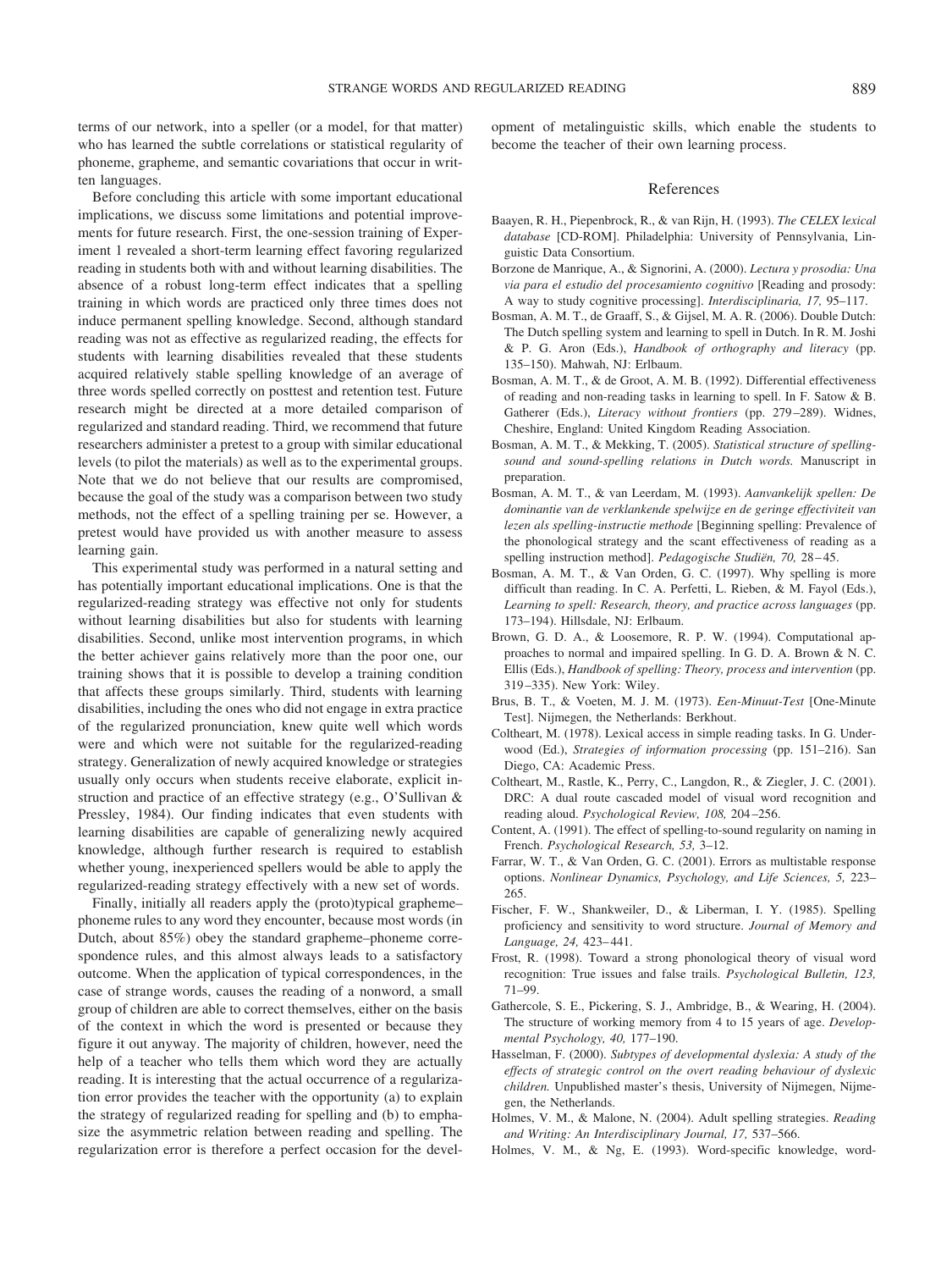terms of our network, into a speller (or a model, for that matter) who has learned the subtle correlations or statistical regularity of phoneme, grapheme, and semantic covariations that occur in written languages.

Before concluding this article with some important educational implications, we discuss some limitations and potential improvements for future research. First, the one-session training of Experiment 1 revealed a short-term learning effect favoring regularized reading in students both with and without learning disabilities. The absence of a robust long-term effect indicates that a spelling training in which words are practiced only three times does not induce permanent spelling knowledge. Second, although standard reading was not as effective as regularized reading, the effects for students with learning disabilities revealed that these students acquired relatively stable spelling knowledge of an average of three words spelled correctly on posttest and retention test. Future research might be directed at a more detailed comparison of regularized and standard reading. Third, we recommend that future researchers administer a pretest to a group with similar educational levels (to pilot the materials) as well as to the experimental groups. Note that we do not believe that our results are compromised, because the goal of the study was a comparison between two study methods, not the effect of a spelling training per se. However, a pretest would have provided us with another measure to assess learning gain.

This experimental study was performed in a natural setting and has potentially important educational implications. One is that the regularized-reading strategy was effective not only for students without learning disabilities but also for students with learning disabilities. Second, unlike most intervention programs, in which the better achiever gains relatively more than the poor one, our training shows that it is possible to develop a training condition that affects these groups similarly. Third, students with learning disabilities, including the ones who did not engage in extra practice of the regularized pronunciation, knew quite well which words were and which were not suitable for the regularized-reading strategy. Generalization of newly acquired knowledge or strategies usually only occurs when students receive elaborate, explicit instruction and practice of an effective strategy (e.g., O'Sullivan & Pressley, 1984). Our finding indicates that even students with learning disabilities are capable of generalizing newly acquired knowledge, although further research is required to establish whether young, inexperienced spellers would be able to apply the regularized-reading strategy effectively with a new set of words.

Finally, initially all readers apply the (proto)typical grapheme–phoneme rules to any word they encounter, because most words (in Dutch, about 85%) obey the standard grapheme–phoneme correspondence rules, and this almost always leads to a satisfactory outcome. When the application of typical correspondences, in the case of strange words, causes the reading of a nonword, a small group of children are able to correct themselves, either on the basis of the context in which the word is presented or because they figure it out anyway. The majority of children, however, need the help of a teacher who tells them which word they are actually reading. It is interesting that the actual occurrence of a regularization error provides the teacher with the opportunity (a) to explain the strategy of regularized reading for spelling and (b) to emphasize the asymmetric relation between reading and spelling. The regularization error is therefore a perfect occasion for the development of metalinguistic skills, which enable the students to become the teacher of their own learning process.

## References

Baayen, R. H., Piepenbrock, R., & van Rijn, H. (1993). *The CELEX lexical database* [CD-ROM]. Philadelphia: University of Pennsylvania, Linguistic Data Consortium.

Borzone de Manrique, A., & Signorini, A. (2000). *Lectura y prosodia: Una via para el estudio del procesamiento cognitivo* [Reading and prosody: A way to study cognitive processing]. *Interdisciplinaria, 17,* 95–117.

Bosman, A. M. T., de Graaff, S., & Gijsel, M. A. R. (2006). Double Dutch: The Dutch spelling system and learning to spell in Dutch. In R. M. Joshi & P. G. Aron (Eds.), *Handbook of orthography and literacy* (pp. 135–150). Mahwah, NJ: Erlbaum.

Bosman, A. M. T., & de Groot, A. M. B. (1992). Differential effectiveness of reading and non-reading tasks in learning to spell. In F. Satow & B. Gatherer (Eds.), *Literacy without frontiers* (pp. 279–289). Widnes, Cheshire, England: United Kingdom Reading Association.

Bosman, A. M. T., & Mekking, T. (2005). *Statistical structure of spelling-sound and sound-spelling relations in Dutch words.* Manuscript in preparation.

Bosman, A. M. T., & van Leerdam, M. (1993). *Aanvankelijk spellen: De dominantie van de verklankende spelwijze en de geringe effectiviteit van lezen als spelling-instructie methode* [Beginning spelling: Prevalence of the phonological strategy and the scant effectiveness of reading as a spelling instruction method]. *Pedagogische Studiën, 70,* 28–45.

Bosman, A. M. T., & Van Orden, G. C. (1997). Why spelling is more difficult than reading. In C. A. Perfetti, L. Rieben, & M. Fayol (Eds.), *Learning to spell: Research, theory, and practice across languages* (pp. 173–194). Hillsdale, NJ: Erlbaum.

Brown, G. D. A., & Loosemore, R. P. W. (1994). Computational approaches to normal and impaired spelling. In G. D. A. Brown & N. C. Ellis (Eds.), *Handbook of spelling: Theory, process and intervention* (pp. 319–335). New York: Wiley.

Brus, B. T., & Voeten, M. J. M. (1973). *Een-Minuut-Test* [One-Minute Test]. Nijmegen, the Netherlands: Berkhout.

Coltheart, M. (1978). Lexical access in simple reading tasks. In G. Underwood (Ed.), *Strategies of information processing* (pp. 151–216). San Diego, CA: Academic Press.

Coltheart, M., Rastle, K., Perry, C., Langdon, R., & Ziegler, J. C. (2001). DRC: A dual route cascaded model of visual word recognition and reading aloud. *Psychological Review, 108,* 204–256.

Content, A. (1991). The effect of spelling-to-sound regularity on naming in French. *Psychological Research, 53,* 3–12.

Farrar, W. T., & Van Orden, G. C. (2001). Errors as multistable response options. *Nonlinear Dynamics, Psychology, and Life Sciences, 5,* 223–265.

Fischer, F. W., Shankweiler, D., & Liberman, I. Y. (1985). Spelling proficiency and sensitivity to word structure. *Journal of Memory and Language, 24,* 423–441.

Frost, R. (1998). Toward a strong phonological theory of visual word recognition: True issues and false trails. *Psychological Bulletin, 123,* 71–99.

Gathercole, S. E., Pickering, S. J., Ambridge, B., & Wearing, H. (2004). The structure of working memory from 4 to 15 years of age. *Developmental Psychology, 40,* 177–190.

Hasselman, F. (2000). *Subtypes of developmental dyslexia: A study of the effects of strategic control on the overt reading behaviour of dyslexic children.* Unpublished master's thesis, University of Nijmegen, Nijmegen, the Netherlands.

Holmes, V. M., & Malone, N. (2004). Adult spelling strategies. *Reading and Writing: An Interdisciplinary Journal, 17,* 537–566.

Holmes, V. M., & Ng, E. (1993). Word-specific knowledge, word-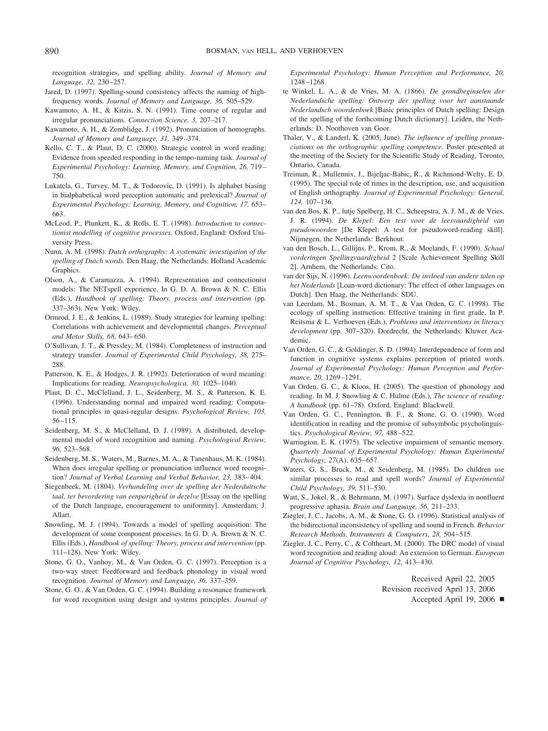recognition strategies, and spelling ability. *Journal of Memory and Language, 32,* 230–257.

Jared, D. (1997). Spelling-sound consistency affects the naming of high-frequency words. *Journal of Memory and Language, 36,* 505–529.

Kawamoto, A. H., & Kitzis, S. N. (1991). Time course of regular and irregular pronunciations. *Connection Science, 3,* 207–217.

Kawamoto, A. H., & Zemblidge, J. (1992). Pronunciation of homographs. *Journal of Memory and Language, 31,* 349–374.

Kello, C. T., & Plaut, D. C. (2000). Strategic control in word reading: Evidence from speeded responding in the tempo-naming task. *Journal of Experimental Psychology: Learning, Memory, and Cognition, 26,* 719–750.

Lukatela, G., Turvey, M. T., & Todorovic, D. (1991). Is alphabet biasing in bialphabetical word perception automatic and prelexical? *Journal of Experimental Psychology: Learning, Memory, and Cognition, 17,* 653–663.

McLeod, P., Plunkett, K., & Rolls, E. T. (1998). *Introduction to connectionist modelling of cognitive processes.* Oxford, England: Oxford University Press.

Nunn, A. M. (1998). *Dutch orthography: A systematic investigation of the spelling of Dutch words.* Den Haag, the Netherlands: Holland Academic Graphics.

Olson, A., & Caramazza, A. (1994). Representation and connectionist models: The NETspell experience. In G. D. A. Brown & N. C. Ellis (Eds.), *Handbook of spelling: Theory, process and intervention* (pp. 337–363). New York: Wiley.

Ormrod, J. E., & Jenkins, L. (1989). Study strategies for learning spelling: Correlations with achievement and developmental changes. *Perceptual and Motor Skills, 68,* 643–650.

O'Sullivan, J. T., & Pressley, M. (1984). Completeness of instruction and strategy transfer. *Journal of Experimental Child Psychology, 38,* 275–288.

Patterson, K. E., & Hodges, J. R. (1992). Deterioration of word meaning: Implications for reading. *Neuropsychologica, 30,* 1025–1040.

Plaut, D. C., McClelland, J. L., Seidenberg, M. S., & Patterson, K. E. (1996). Understanding normal and impaired word reading: Computational principles in quasi-regular designs. *Psychological Review, 103,* 56–115.

Seidenberg, M. S., & McClelland, D. J. (1989). A distributed, developmental model of word recognition and naming. *Psychological Review, 96,* 523–568.

Seidenberg, M. S., Waters, M., Barnes, M. A., & Tanenhaus, M. K. (1984). When does irregular spelling or pronunciation influence word recognition? *Journal of Verbal Learning and Verbal Behavior, 23,* 383–404.

Siegenbeek, M. (1804). *Verhandeling over de spelling der Nederduitsche taal, ter bevordering van eenparigheid in dezelve* [Essay on the spelling of the Dutch language, encouragement to uniformity]. Amsterdam: J. Allart.

Snowling, M. J. (1994). Towards a model of spelling acquisition: The development of some component processes. In G. D. A. Brown & N. C. Ellis (Eds.), *Handbook of spelling: Theory, process and intervention* (pp. 111–128). New York: Wiley.

Stone, G. O., Vanhoy, M., & Van Orden, G. C. (1997). Perception is a two-way street: Feedforward and feedback phonology in visual word recognition. *Journal of Memory and Language, 36,* 337–359.

Stone, G. O., & Van Orden, G. C. (1994). Building a resonance framework for word recognition using design and systems principles. *Journal of Experimental Psychology: Human Perception and Performance, 20,* 1248–1268.

te Winkel, L. A., & de Vries, M. A. (1866). *De grondbeginselen der Nederlandsche spelling: Ontwerp der spelling voor het aanstaande Nederlandsch woordenboek* [Basic principles of Dutch spelling: Design of the spelling of the forthcoming Dutch dictionary]. Leiden, the Netherlands: D. Noothoven van Goor.

Thaler, V., & Landerl, K. (2005, June). *The influence of spelling pronunciations on the orthographic spelling competence.* Poster presented at the meeting of the Society for the Scientific Study of Reading, Toronto, Ontario, Canada.

Treiman, R., Mullennix, J., Bijeljac-Babic, R., & Richmond-Welty, E. D. (1995). The special role of rimes in the description, use, and acquisition of English orthography. *Journal of Experimental Psychology: General, 124,* 107–136.

van den Bos, K. P., lutje Spelberg, H. C., Scheepstra, A. J. M., & de Vries, J. R. (1994). *De Klepel: Een test voor de leesvaardigheid van pseudowoorden* [De Klepel: A test for pseudoword-reading skill]. Nijmegen, the Netherlands: Berkhout.

van den Bosch, L., Gillijns, P., Krom, R., & Moelands, F. (1990). *Schaal vorderingen Spellingvaardigheid* 2 [Scale Achievement Spelling Skill 2]. Arnhem, the Netherlands: Cito.

van der Sijs, N. (1996). *Leenwoordenboek: De invloed van andere talen op het Nederlands* [Loan-word dictionary: The effect of other languages on Dutch]. Den Haag, the Netherlands: SDU.

van Leerdam, M., Bosman, A. M. T., & Van Orden, G. C. (1998). The ecology of spelling instruction: Effective training in first grade. In P. Reitsma & L. Verhoeven (Eds.), *Problems and interventions in literacy development* (pp. 307–320). Dordrecht, the Netherlands: Kluwer Academic.

Van Orden, G. C., & Goldinger, S. D. (1994). Interdependence of form and function in cognitive systems explains perception of printed words. *Journal of Experimental Psychology: Human Perception and Performance, 20,* 1269–1291.

Van Orden, G. C., & Kloos, H. (2005). The question of phonology and reading. In M. J. Snowling & C. Hulme (Eds.), *The science of reading: A handbook* (pp. 61–78). Oxford, England: Blackwell.

Van Orden, G. C., Pennington, B. F., & Stone, G. O. (1990). Word identification in reading and the promise of subsymbolic psycholinguistics. *Psychological Review, 97,* 488–522.

Warrington, E. K. (1975). The selective impairment of semantic memory. *Quarterly Journal of Experimental Psychology: Human Experimental Psychology, 27*(A), 635–657.

Waters, G. S., Bruck, M., & Seidenberg, M. (1985). Do children use similar processes to read and spell words? *Journal of Experimental Child Psychology, 39,* 511–530.

Watt, S., Jokel, R., & Behrmann, M. (1997). Surface dyslexia in nonfluent progressive aphasia. *Brain and Language, 56,* 211–233.

Ziegler, J. C., Jacobs, A. M., & Stone, G. O. (1996). Statistical analysis of the bidirectional inconsistency of spelling and sound in French. *Behavior Research Methods, Instruments & Computers, 28,* 504–515.

Ziegler, J. C., Perry, C., & Coltheart, M. (2000). The DRC model of visual word recognition and reading aloud: An extension to German. *European Journal of Cognitive Psychology, 12,* 413–430.

Received April 22, 2005
Revision received April 13, 2006
Accepted April 19, 2006 ■